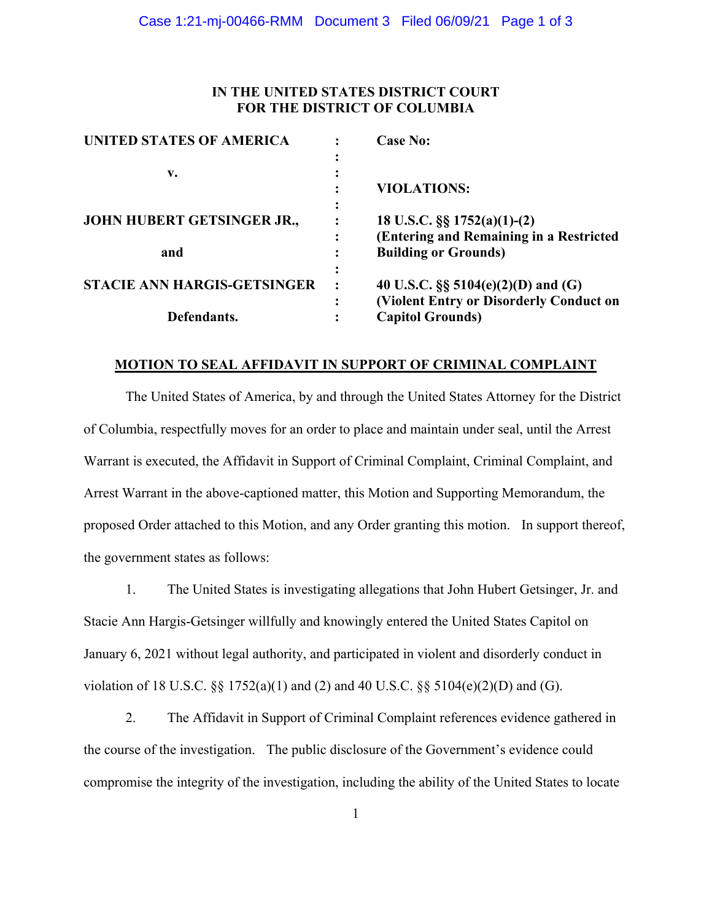# IN THE UNITED STATES DISTRICT COURT
# FOR THE DISTRICT OF COLUMBIA

| | | |
|---|---|---|
| **UNITED STATES OF AMERICA** | : | **Case No:** |
| | : | |
| **v.** | : | |
| | : | **VIOLATIONS:** |
| | : | |
| **JOHN HUBERT GETSINGER JR.,** | : | **18 U.S.C. §§ 1752(a)(1)-(2)** |
| | : | **(Entering and Remaining in a Restricted** |
| **and** | : | **Building or Grounds)** |
| | : | |
| **STACIE ANN HARGIS-GETSINGER** | : | **40 U.S.C. §§ 5104(e)(2)(D) and (G)** |
| | : | **(Violent Entry or Disorderly Conduct on** |
| **Defendants.** | : | **Capitol Grounds)** |

## MOTION TO SEAL AFFIDAVIT IN SUPPORT OF CRIMINAL COMPLAINT

The United States of America, by and through the United States Attorney for the District of Columbia, respectfully moves for an order to place and maintain under seal, until the Arrest Warrant is executed, the Affidavit in Support of Criminal Complaint, Criminal Complaint, and Arrest Warrant in the above-captioned matter, this Motion and Supporting Memorandum, the proposed Order attached to this Motion, and any Order granting this motion. In support thereof, the government states as follows:

1. The United States is investigating allegations that John Hubert Getsinger, Jr. and Stacie Ann Hargis-Getsinger willfully and knowingly entered the United States Capitol on January 6, 2021 without legal authority, and participated in violent and disorderly conduct in violation of 18 U.S.C. §§ 1752(a)(1) and (2) and 40 U.S.C. §§ 5104(e)(2)(D) and (G).

2. The Affidavit in Support of Criminal Complaint references evidence gathered in the course of the investigation. The public disclosure of the Government's evidence could compromise the integrity of the investigation, including the ability of the United States to locate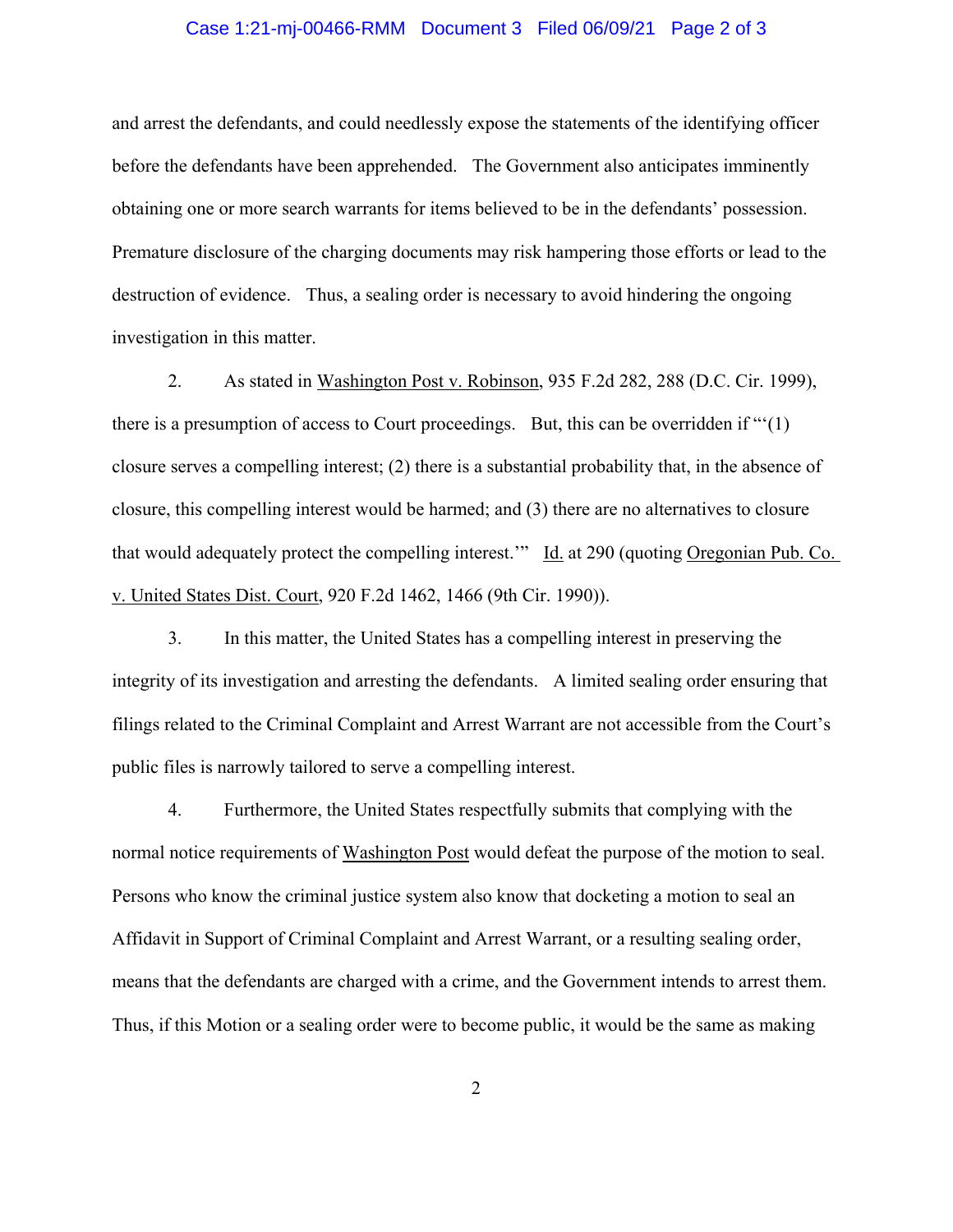and arrest the defendants, and could needlessly expose the statements of the identifying officer before the defendants have been apprehended. The Government also anticipates imminently obtaining one or more search warrants for items believed to be in the defendants' possession. Premature disclosure of the charging documents may risk hampering those efforts or lead to the destruction of evidence. Thus, a sealing order is necessary to avoid hindering the ongoing investigation in this matter.

2. As stated in Washington Post v. Robinson, 935 F.2d 282, 288 (D.C. Cir. 1999), there is a presumption of access to Court proceedings. But, this can be overridden if "'(1) closure serves a compelling interest; (2) there is a substantial probability that, in the absence of closure, this compelling interest would be harmed; and (3) there are no alternatives to closure that would adequately protect the compelling interest.'" Id. at 290 (quoting Oregonian Pub. Co. v. United States Dist. Court, 920 F.2d 1462, 1466 (9th Cir. 1990)).

3. In this matter, the United States has a compelling interest in preserving the integrity of its investigation and arresting the defendants. A limited sealing order ensuring that filings related to the Criminal Complaint and Arrest Warrant are not accessible from the Court's public files is narrowly tailored to serve a compelling interest.

4. Furthermore, the United States respectfully submits that complying with the normal notice requirements of Washington Post would defeat the purpose of the motion to seal. Persons who know the criminal justice system also know that docketing a motion to seal an Affidavit in Support of Criminal Complaint and Arrest Warrant, or a resulting sealing order, means that the defendants are charged with a crime, and the Government intends to arrest them. Thus, if this Motion or a sealing order were to become public, it would be the same as making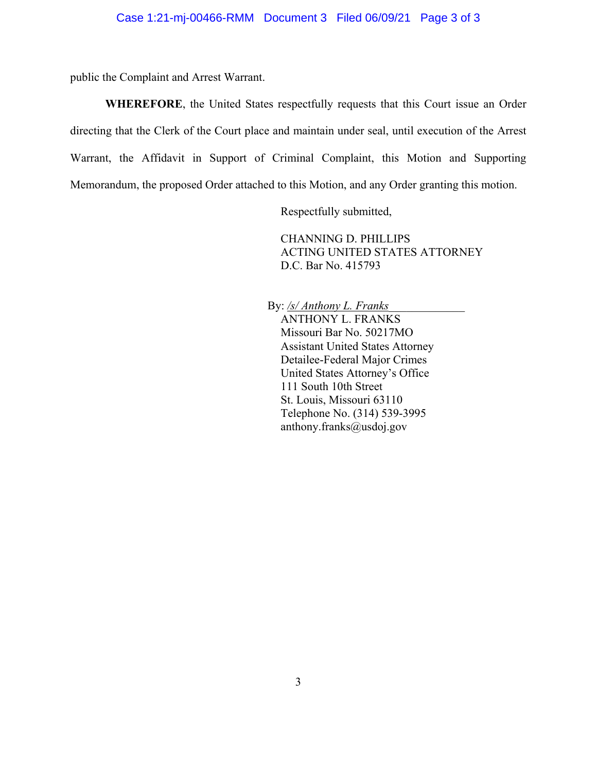public the Complaint and Arrest Warrant.

**WHEREFORE**, the United States respectfully requests that this Court issue an Order directing that the Clerk of the Court place and maintain under seal, until execution of the Arrest Warrant, the Affidavit in Support of Criminal Complaint, this Motion and Supporting Memorandum, the proposed Order attached to this Motion, and any Order granting this motion.

Respectfully submitted,

CHANNING D. PHILLIPS
ACTING UNITED STATES ATTORNEY
D.C. Bar No. 415793

By: */s/ Anthony L. Franks*
ANTHONY L. FRANKS
Missouri Bar No. 50217MO
Assistant United States Attorney
Detailee-Federal Major Crimes
United States Attorney's Office
111 South 10th Street
St. Louis, Missouri 63110
Telephone No. (314) 539-3995
anthony.franks@usdoj.gov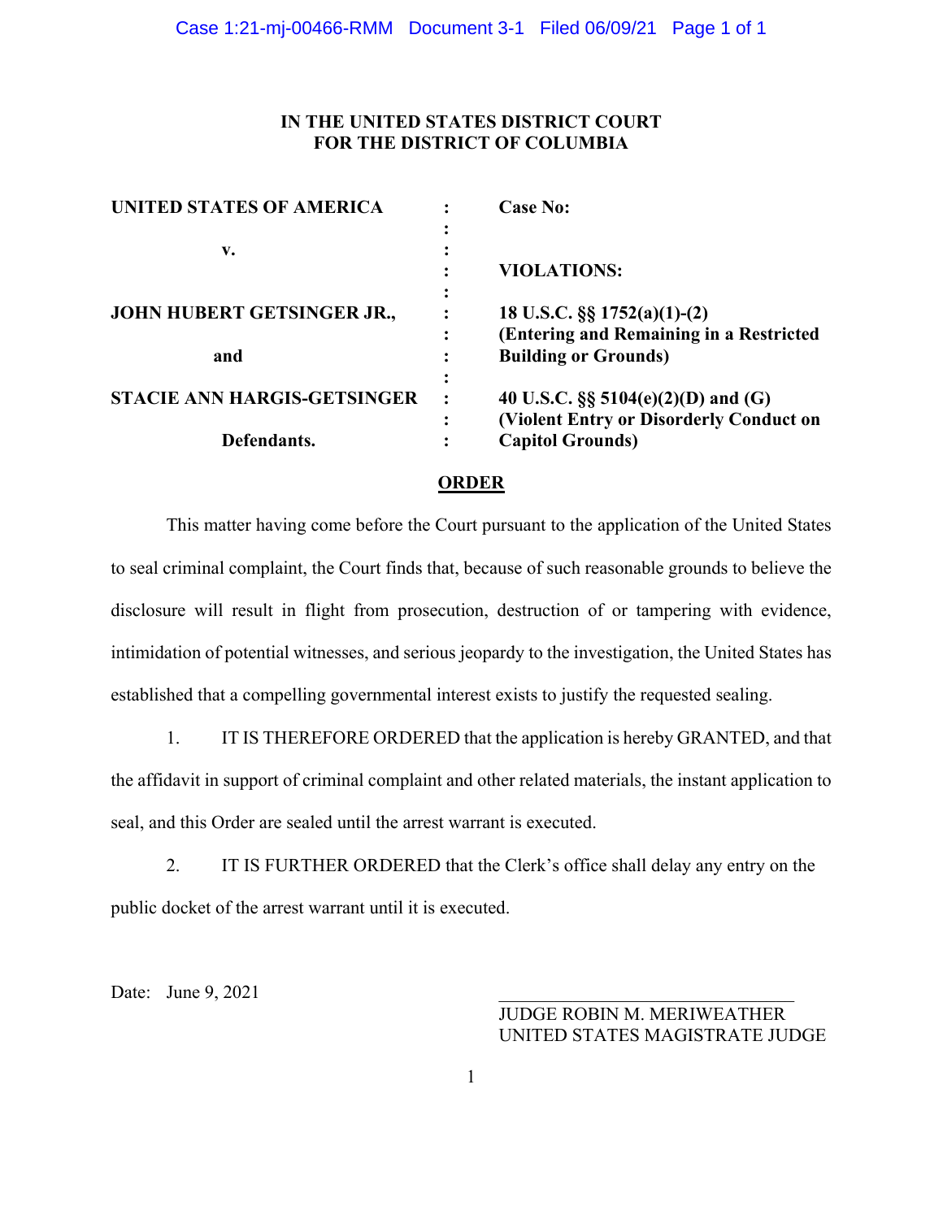**IN THE UNITED STATES DISTRICT COURT**
**FOR THE DISTRICT OF COLUMBIA**

| | | |
|---|---|---|
| **UNITED STATES OF AMERICA** | : | **Case No:** |
| | : | |
| **v.** | : | |
| | : | **VIOLATIONS:** |
| | : | |
| **JOHN HUBERT GETSINGER JR.,** | : | **18 U.S.C. §§ 1752(a)(1)-(2)** |
| | : | **(Entering and Remaining in a Restricted** |
| **and** | : | **Building or Grounds)** |
| | : | |
| **STACIE ANN HARGIS-GETSINGER** | : | **40 U.S.C. §§ 5104(e)(2)(D) and (G)** |
| | : | **(Violent Entry or Disorderly Conduct on** |
| **Defendants.** | : | **Capitol Grounds)** |

**ORDER**

This matter having come before the Court pursuant to the application of the United States to seal criminal complaint, the Court finds that, because of such reasonable grounds to believe the disclosure will result in flight from prosecution, destruction of or tampering with evidence, intimidation of potential witnesses, and serious jeopardy to the investigation, the United States has established that a compelling governmental interest exists to justify the requested sealing.

1. IT IS THEREFORE ORDERED that the application is hereby GRANTED, and that the affidavit in support of criminal complaint and other related materials, the instant application to seal, and this Order are sealed until the arrest warrant is executed.

2. IT IS FURTHER ORDERED that the Clerk's office shall delay any entry on the public docket of the arrest warrant until it is executed.

Date: June 9, 2021

\_\_\_\_\_\_\_\_\_\_\_\_\_\_\_\_\_\_\_\_\_\_\_\_\_\_\_\_\_\_\_\_
JUDGE ROBIN M. MERIWEATHER
UNITED STATES MAGISTRATE JUDGE